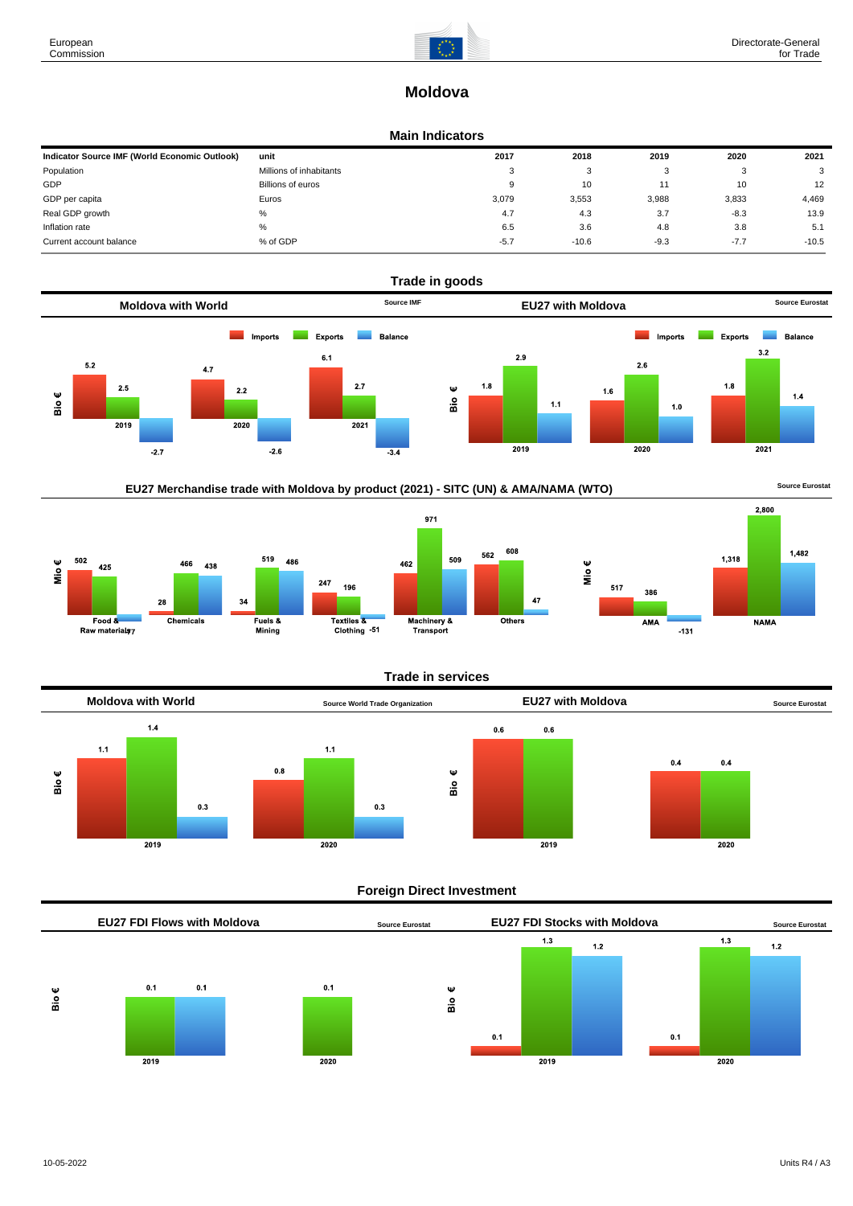# Moldova

## Main Indicators

| Indicator Source IMF (World Economic Outlook) | unit | 2017 | 2018 | 2019 | 2020 | 2021 |
|---|---|---|---|---|---|---|
| Population | Millions of inhabitants | 3 | 3 | 3 | 3 | 3 |
| GDP | Billions of euros | 9 | 10 | 11 | 10 | 12 |
| GDP per capita | Euros | 3,079 | 3,553 | 3,988 | 3,833 | 4,469 |
| Real GDP growth | % | 4.7 | 4.3 | 3.7 | -8.3 | 13.9 |
| Inflation rate | % | 6.5 | 3.6 | 4.8 | 3.8 | 5.1 |
| Current account balance | % of GDP | -5.7 | -10.6 | -9.3 | -7.7 | -10.5 |

## Trade in goods

### Moldova with World

Source IMF

Bio €

| | Imports | Exports | Balance |
|---|---|---|---|
| 2019 | 5.2 | 2.5 | -2.7 |
| 2020 | 4.7 | 2.2 | -2.6 |
| 2021 | 6.1 | 2.7 | -3.4 |

### EU27 with Moldova

Source Eurostat

Bio €

| | Imports | Exports | Balance |
|---|---|---|---|
| 2019 | 1.8 | 2.9 | 1.1 |
| 2020 | 1.6 | 2.6 | 1.0 |
| 2021 | 1.8 | 3.2 | 1.4 |

### EU27 Merchandise trade with Moldova by product (2021) - SITC (UN) & AMA/NAMA (WTO)

Source Eurostat

Mio €

| | Imports | Exports | Balance |
|---|---|---|---|
| Food & Raw materials | 502 | 425 | -77 |
| Chemicals | 28 | 466 | 438 |
| Fuels & Mining | 34 | 519 | 486 |
| Textiles & Clothing | 247 | 196 | -51 |
| Machinery & Transport | 462 | 971 | 509 |
| Others | 562 | 608 | 47 |

Mio €

| | Imports | Exports | Balance |
|---|---|---|---|
| AMA | 517 | 386 | -131 |
| NAMA | 1,318 | 2,800 | 1,482 |

## Trade in services

### Moldova with World

Source World Trade Organization

Bio €

| | Imports | Exports | Balance |
|---|---|---|---|
| 2019 | 1.1 | 1.4 | 0.3 |
| 2020 | 0.8 | 1.1 | 0.3 |

### EU27 with Moldova

Source Eurostat

Bio €

| | Imports | Exports |
|---|---|---|
| 2019 | 0.6 | 0.6 |
| 2020 | 0.4 | 0.4 |

## Foreign Direct Investment

### EU27 FDI Flows with Moldova

Source Eurostat

Bio €

| | Inward | Outward | Balance |
|---|---|---|---|
| 2019 | | 0.1 | 0.1 |
| 2020 | | 0.1 | |

### EU27 FDI Stocks with Moldova

Source Eurostat

Bio €

| | Inward | Outward | Balance |
|---|---|---|---|
| 2019 | 0.1 | 1.3 | 1.2 |
| 2020 | 0.1 | 1.3 | 1.2 |

10-05-2022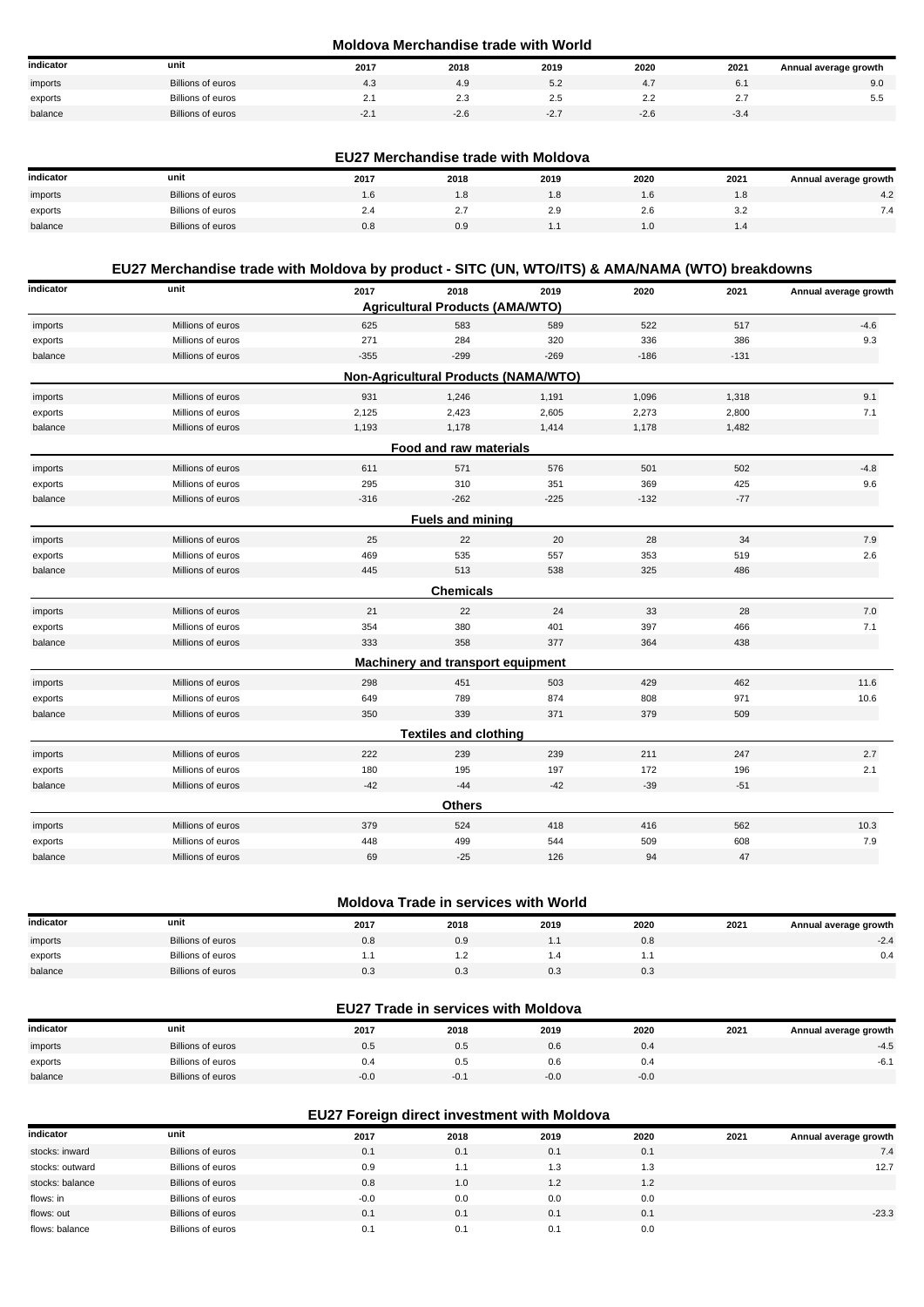## Moldova Merchandise trade with World

| indicator | unit | 2017 | 2018 | 2019 | 2020 | 2021 | Annual average growth |
|---|---|---|---|---|---|---|---|
| imports | Billions of euros | 4.3 | 4.9 | 5.2 | 4.7 | 6.1 | 9.0 |
| exports | Billions of euros | 2.1 | 2.3 | 2.5 | 2.2 | 2.7 | 5.5 |
| balance | Billions of euros | -2.1 | -2.6 | -2.7 | -2.6 | -3.4 | |

## EU27 Merchandise trade with Moldova

| indicator | unit | 2017 | 2018 | 2019 | 2020 | 2021 | Annual average growth |
|---|---|---|---|---|---|---|---|
| imports | Billions of euros | 1.6 | 1.8 | 1.8 | 1.6 | 1.8 | 4.2 |
| exports | Billions of euros | 2.4 | 2.7 | 2.9 | 2.6 | 3.2 | 7.4 |
| balance | Billions of euros | 0.8 | 0.9 | 1.1 | 1.0 | 1.4 | |

## EU27 Merchandise trade with Moldova by product - SITC (UN, WTO/ITS) & AMA/NAMA (WTO) breakdowns

| indicator | unit | 2017 | 2018 | 2019 | 2020 | 2021 | Annual average growth |
|---|---|---|---|---|---|---|---|
| | | | **Agricultural Products (AMA/WTO)** | | | | |
| imports | Millions of euros | 625 | 583 | 589 | 522 | 517 | -4.6 |
| exports | Millions of euros | 271 | 284 | 320 | 336 | 386 | 9.3 |
| balance | Millions of euros | -355 | -299 | -269 | -186 | -131 | |
| | | | **Non-Agricultural Products (NAMA/WTO)** | | | | |
| imports | Millions of euros | 931 | 1,246 | 1,191 | 1,096 | 1,318 | 9.1 |
| exports | Millions of euros | 2,125 | 2,423 | 2,605 | 2,273 | 2,800 | 7.1 |
| balance | Millions of euros | 1,193 | 1,178 | 1,414 | 1,178 | 1,482 | |
| | | | **Food and raw materials** | | | | |
| imports | Millions of euros | 611 | 571 | 576 | 501 | 502 | -4.8 |
| exports | Millions of euros | 295 | 310 | 351 | 369 | 425 | 9.6 |
| balance | Millions of euros | -316 | -262 | -225 | -132 | -77 | |
| | | | **Fuels and mining** | | | | |
| imports | Millions of euros | 25 | 22 | 20 | 28 | 34 | 7.9 |
| exports | Millions of euros | 469 | 535 | 557 | 353 | 519 | 2.6 |
| balance | Millions of euros | 445 | 513 | 538 | 325 | 486 | |
| | | | **Chemicals** | | | | |
| imports | Millions of euros | 21 | 22 | 24 | 33 | 28 | 7.0 |
| exports | Millions of euros | 354 | 380 | 401 | 397 | 466 | 7.1 |
| balance | Millions of euros | 333 | 358 | 377 | 364 | 438 | |
| | | | **Machinery and transport equipment** | | | | |
| imports | Millions of euros | 298 | 451 | 503 | 429 | 462 | 11.6 |
| exports | Millions of euros | 649 | 789 | 874 | 808 | 971 | 10.6 |
| balance | Millions of euros | 350 | 339 | 371 | 379 | 509 | |
| | | | **Textiles and clothing** | | | | |
| imports | Millions of euros | 222 | 239 | 239 | 211 | 247 | 2.7 |
| exports | Millions of euros | 180 | 195 | 197 | 172 | 196 | 2.1 |
| balance | Millions of euros | -42 | -44 | -42 | -39 | -51 | |
| | | | **Others** | | | | |
| imports | Millions of euros | 379 | 524 | 418 | 416 | 562 | 10.3 |
| exports | Millions of euros | 448 | 499 | 544 | 509 | 608 | 7.9 |
| balance | Millions of euros | 69 | -25 | 126 | 94 | 47 | |

## Moldova Trade in services with World

| indicator | unit | 2017 | 2018 | 2019 | 2020 | 2021 | Annual average growth |
|---|---|---|---|---|---|---|---|
| imports | Billions of euros | 0.8 | 0.9 | 1.1 | 0.8 | | -2.4 |
| exports | Billions of euros | 1.1 | 1.2 | 1.4 | 1.1 | | 0.4 |
| balance | Billions of euros | 0.3 | 0.3 | 0.3 | 0.3 | | |

## EU27 Trade in services with Moldova

| indicator | unit | 2017 | 2018 | 2019 | 2020 | 2021 | Annual average growth |
|---|---|---|---|---|---|---|---|
| imports | Billions of euros | 0.5 | 0.5 | 0.6 | 0.4 | | -4.5 |
| exports | Billions of euros | 0.4 | 0.5 | 0.6 | 0.4 | | -6.1 |
| balance | Billions of euros | -0.0 | -0.1 | -0.0 | -0.0 | | |

## EU27 Foreign direct investment with Moldova

| indicator | unit | 2017 | 2018 | 2019 | 2020 | 2021 | Annual average growth |
|---|---|---|---|---|---|---|---|
| stocks: inward | Billions of euros | 0.1 | 0.1 | 0.1 | 0.1 | | 7.4 |
| stocks: outward | Billions of euros | 0.9 | 1.1 | 1.3 | 1.3 | | 12.7 |
| stocks: balance | Billions of euros | 0.8 | 1.0 | 1.2 | 1.2 | | |
| flows: in | Billions of euros | -0.0 | 0.0 | 0.0 | 0.0 | | |
| flows: out | Billions of euros | 0.1 | 0.1 | 0.1 | 0.1 | | -23.3 |
| flows: balance | Billions of euros | 0.1 | 0.1 | 0.1 | 0.0 | | |